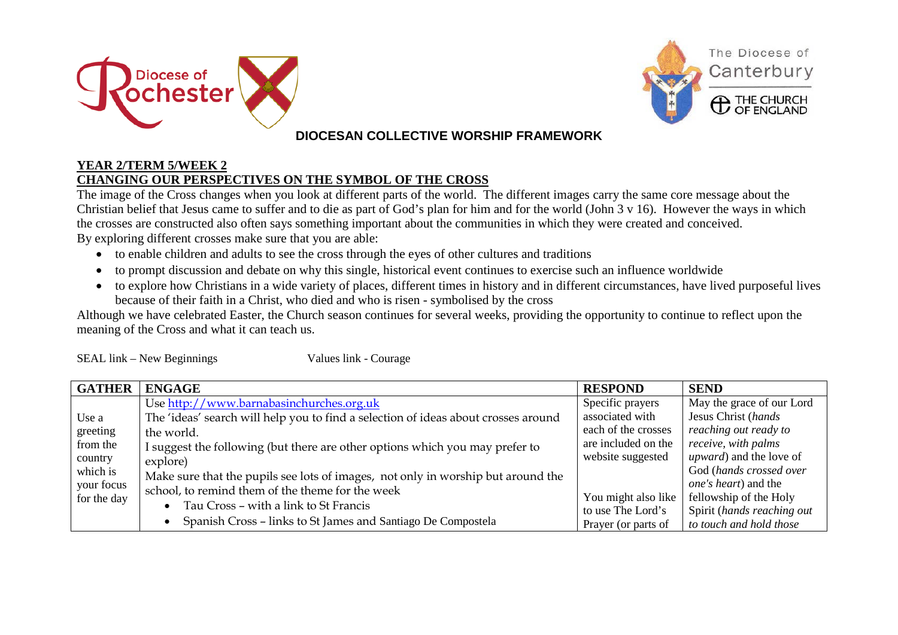Diocese of Rochester

The Diocese of Canterbury

THE CHURCH OF ENGLAND

# DIOCESAN COLLECTIVE WORSHIP FRAMEWORK

**YEAR 2/TERM 5/WEEK 2**

**CHANGING OUR PERSPECTIVES ON THE SYMBOL OF THE CROSS**

The image of the Cross changes when you look at different parts of the world. The different images carry the same core message about the Christian belief that Jesus came to suffer and to die as part of God's plan for him and for the world (John 3 v 16). However the ways in which the crosses are constructed also often says something important about the communities in which they were created and conceived.

By exploring different crosses make sure that you are able:

- to enable children and adults to see the cross through the eyes of other cultures and traditions
- to prompt discussion and debate on why this single, historical event continues to exercise such an influence worldwide
- to explore how Christians in a wide variety of places, different times in history and in different circumstances, have lived purposeful lives because of their faith in a Christ, who died and who is risen - symbolised by the cross

Although we have celebrated Easter, the Church season continues for several weeks, providing the opportunity to continue to reflect upon the meaning of the Cross and what it can teach us.

SEAL link – New Beginnings　　　　Values link - Courage

| GATHER | ENGAGE | RESPOND | SEND |
|---|---|---|---|
| Use a greeting from the country which is your focus for the day | Use http://www.barnabasinchurches.org.uk<br>The 'ideas' search will help you to find a selection of ideas about crosses around the world.<br>I suggest the following (but there are other options which you may prefer to explore)<br>Make sure that the pupils see lots of images, not only in worship but around the school, to remind them of the theme for the week<br>• Tau Cross – with a link to St Francis<br>• Spanish Cross – links to St James and Santiago De Compostela | Specific prayers associated with each of the crosses are included on the website suggested<br><br>You might also like to use The Lord's Prayer (or parts of | May the grace of our Lord Jesus Christ (*hands reaching out ready to receive, with palms upward*) and the love of God (*hands crossed over one's heart*) and the fellowship of the Holy Spirit (*hands reaching out to touch and hold those* |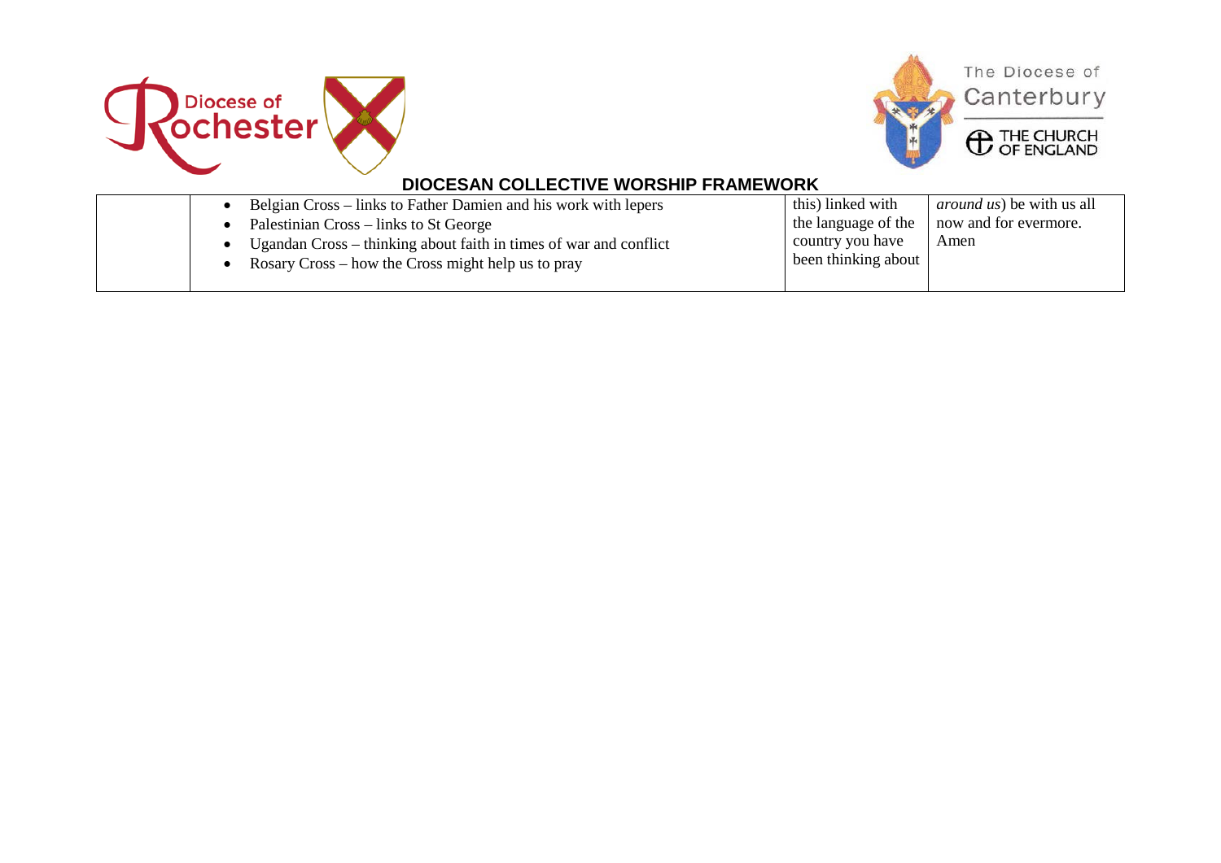## DIOCESAN COLLECTIVE WORSHIP FRAMEWORK

| | | | |
|---|---|---|---|
| | • Belgian Cross – links to Father Damien and his work with lepers<br>• Palestinian Cross – links to St George<br>• Ugandan Cross – thinking about faith in times of war and conflict<br>• Rosary Cross – how the Cross might help us to pray | this) linked with the language of the country you have been thinking about | *around us*) be with us all now and for evermore. Amen |